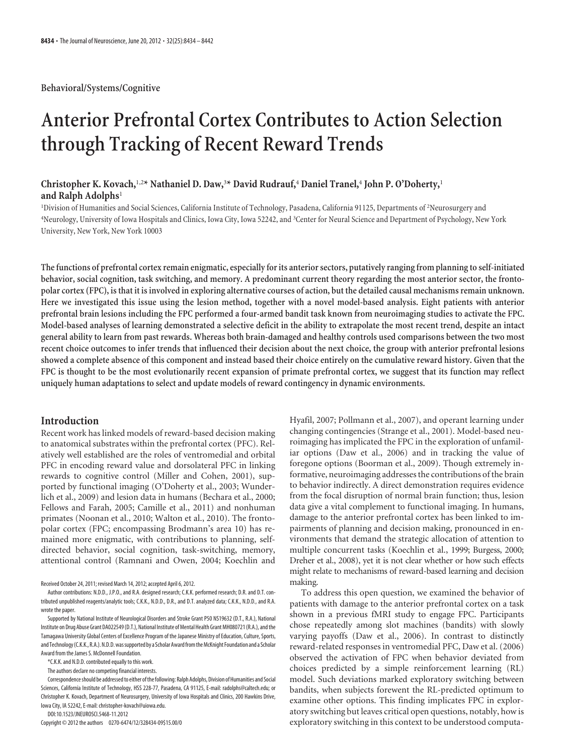Behavioral/Systems/Cognitive

# Anterior Prefrontal Cortex Contributes to Action Selection through Tracking of Recent Reward Trends

**Christopher K. Kovach,[1,2]* Nathaniel D. Daw,[3]* David Rudrauf,[4] Daniel Tranel,[4] John P. O'Doherty,[1] and Ralph Adolphs[1]**

[1]Division of Humanities and Social Sciences, California Institute of Technology, Pasadena, California 91125, Departments of [2]Neurosurgery and [4]Neurology, University of Iowa Hospitals and Clinics, Iowa City, Iowa 52242, and [3]Center for Neural Science and Department of Psychology, New York University, New York, New York 10003

**The functions of prefrontal cortex remain enigmatic, especially for its anterior sectors, putatively ranging from planning to self-initiated behavior, social cognition, task switching, and memory. A predominant current theory regarding the most anterior sector, the frontopolar cortex (FPC), is that it is involved in exploring alternative courses of action, but the detailed causal mechanisms remain unknown. Here we investigated this issue using the lesion method, together with a novel model-based analysis. Eight patients with anterior prefrontal brain lesions including the FPC performed a four-armed bandit task known from neuroimaging studies to activate the FPC. Model-based analyses of learning demonstrated a selective deficit in the ability to extrapolate the most recent trend, despite an intact general ability to learn from past rewards. Whereas both brain-damaged and healthy controls used comparisons between the two most recent choice outcomes to infer trends that influenced their decision about the next choice, the group with anterior prefrontal lesions showed a complete absence of this component and instead based their choice entirely on the cumulative reward history. Given that the FPC is thought to be the most evolutionarily recent expansion of primate prefrontal cortex, we suggest that its function may reflect uniquely human adaptations to select and update models of reward contingency in dynamic environments.**

## Introduction

Recent work has linked models of reward-based decision making to anatomical substrates within the prefrontal cortex (PFC). Relatively well established are the roles of ventromedial and orbital PFC in encoding reward value and dorsolateral PFC in linking rewards to cognitive control (Miller and Cohen, 2001), supported by functional imaging (O'Doherty et al., 2003; Wunderlich et al., 2009) and lesion data in humans (Bechara et al., 2000; Fellows and Farah, 2005; Camille et al., 2011) and nonhuman primates (Noonan et al., 2010; Walton et al., 2010). The frontopolar cortex (FPC; encompassing Brodmann's area 10) has remained more enigmatic, with contributions to planning, self-directed behavior, social cognition, task-switching, memory, attentional control (Ramnani and Owen, 2004; Koechlin and Hyafil, 2007; Pollmann et al., 2007), and operant learning under changing contingencies (Strange et al., 2001). Model-based neuroimaging has implicated the FPC in the exploration of unfamiliar options (Daw et al., 2006) and in tracking the value of foregone options (Boorman et al., 2009). Though extremely informative, neuroimaging addresses the contributions of the brain to behavior indirectly. A direct demonstration requires evidence from the focal disruption of normal brain function; thus, lesion data give a vital complement to functional imaging. In humans, damage to the anterior prefrontal cortex has been linked to impairments of planning and decision making, pronounced in environments that demand the strategic allocation of attention to multiple concurrent tasks (Koechlin et al., 1999; Burgess, 2000; Dreher et al., 2008), yet it is not clear whether or how such effects might relate to mechanisms of reward-based learning and decision making.

To address this open question, we examined the behavior of patients with damage to the anterior prefrontal cortex on a task shown in a previous fMRI study to engage FPC. Participants chose repeatedly among slot machines (bandits) with slowly varying payoffs (Daw et al., 2006). In contrast to distinctly reward-related responses in ventromedial PFC, Daw et al. (2006) observed the activation of FPC when behavior deviated from choices predicted by a simple reinforcement learning (RL) model. Such deviations marked exploratory switching between bandits, when subjects forewent the RL-predicted optimum to examine other options. This finding implicates FPC in exploratory switching but leaves critical open questions, notably, how is exploratory switching in this context to be understood computa-

Received October 24, 2011; revised March 14, 2012; accepted April 6, 2012.

Author contributions: N.D.D., J.P.O., and R.A. designed research; C.K.K. performed research; D.R. and D.T. contributed unpublished reagents/analytic tools; C.K.K., N.D.D., D.R., and D.T. analyzed data; C.K.K., N.D.D., and R.A. wrote the paper.

Supported by National Institute of Neurological Disorders and Stroke Grant P50 NS19632 (D.T., R.A.), National Institute on Drug Abuse Grant DA022549 (D.T.), National Institute of Mental Health Grant MH080721 (R.A.), and the Tamagawa University Global Centers of Excellence Program of the Japanese Ministry of Education, Culture, Sports, and Technology (C.K.K., R.A.). N.D.D. was supported by a Scholar Award from the McKnight Foundation and a Scholar Award from the James S. McDonnell Foundation.

*C.K.K. and N.D.D. contributed equally to this work.

The authors declare no competing financial interests.

Correspondence should be addressed to either of the following: Ralph Adolphs, Division of Humanities and Social Sciences, California Institute of Technology, HSS 228-77, Pasadena, CA 91125, E-mail: radolphs@caltech.edu; or Christopher K. Kovach, Department of Neurosurgery, University of Iowa Hospitals and Clinics, 200 Hawkins Drive, Iowa City, IA 52242, E-mail: christopher-kovach@uiowa.edu.

DOI:10.1523/JNEUROSCI.5468-11.2012

Copyright © 2012 the authors 0270-6474/12/328434-09$15.00/0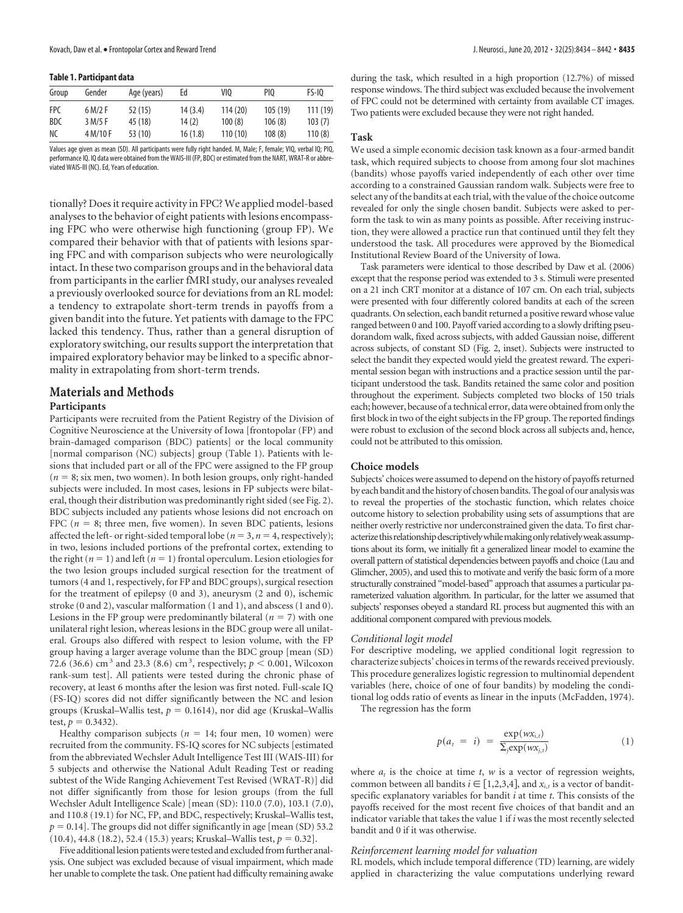**Table 1. Participant data**

| Group | Gender | Age (years) | Ed | VIQ | PIQ | FS-IQ |
|---|---|---|---|---|---|---|
| FPC | 6 M/2 F | 52 (15) | 14 (3.4) | 114 (20) | 105 (19) | 111 (19) |
| BDC | 3 M/5 F | 45 (18) | 14 (2) | 100 (8) | 106 (8) | 103 (7) |
| NC | 4 M/10 F | 53 (10) | 16 (1.8) | 110 (10) | 108 (8) | 110 (8) |

Values age given as mean (SD). All participants were fully right handed. M, Male; F, female; VIQ, verbal IQ; PIQ, performance IQ. IQ data were obtained from the WAIS-III (FP, BDC) or estimated from the NART, WRAT-R or abbreviated WAIS-III (NC). Ed, Years of education.

tionally? Does it require activity in FPC? We applied model-based analyses to the behavior of eight patients with lesions encompassing FPC who were otherwise high functioning (group FP). We compared their behavior with that of patients with lesions sparing FPC and with comparison subjects who were neurologically intact. In these two comparison groups and in the behavioral data from participants in the earlier fMRI study, our analyses revealed a previously overlooked source for deviations from an RL model: a tendency to extrapolate short-term trends in payoffs from a given bandit into the future. Yet patients with damage to the FPC lacked this tendency. Thus, rather than a general disruption of exploratory switching, our results support the interpretation that impaired exploratory behavior may be linked to a specific abnormality in extrapolating from short-term trends.

## Materials and Methods

### Participants

Participants were recruited from the Patient Registry of the Division of Cognitive Neuroscience at the University of Iowa [frontopolar (FP) and brain-damaged comparison (BDC) patients] or the local community [normal comparison (NC) subjects] group (Table 1). Patients with lesions that included part or all of the FPC were assigned to the FP group ($n = 8$; six men, two women). In both lesion groups, only right-handed subjects were included. In most cases, lesions in FP subjects were bilateral, though their distribution was predominantly right sided (see Fig. 2). BDC subjects included any patients whose lesions did not encroach on FPC ($n = 8$; three men, five women). In seven BDC patients, lesions affected the left- or right-sided temporal lobe ($n = 3$, $n = 4$, respectively); in two, lesions included portions of the prefrontal cortex, extending to the right ($n = 1$) and left ($n = 1$) frontal operculum. Lesion etiologies for the two lesion groups included surgical resection for the treatment of tumors (4 and 1, respectively, for FP and BDC groups), surgical resection for the treatment of epilepsy (0 and 3), aneurysm (2 and 0), ischemic stroke (0 and 2), vascular malformation (1 and 1), and abscess (1 and 0). Lesions in the FP group were predominantly bilateral ($n = 7$) with one unilateral right lesion, whereas lesions in the BDC group were all unilateral. Groups also differed with respect to lesion volume, with the FP group having a larger average volume than the BDC group [mean (SD) 72.6 (36.6) cm$^3$ and 23.3 (8.6) cm$^3$, respectively; $p < 0.001$, Wilcoxon rank-sum test]. All patients were tested during the chronic phase of recovery, at least 6 months after the lesion was first noted. Full-scale IQ (FS-IQ) scores did not differ significantly between the NC and lesion groups (Kruskal–Wallis test, $p = 0.1614$), nor did age (Kruskal–Wallis test, $p = 0.3432$).

Healthy comparison subjects ($n = 14$; four men, 10 women) were recruited from the community. FS-IQ scores for NC subjects [estimated from the abbreviated Wechsler Adult Intelligence Test III (WAIS-III) for 5 subjects and otherwise the National Adult Reading Test or reading subtest of the Wide Ranging Achievement Test Revised (WRAT-R)] did not differ significantly from those for lesion groups (from the full Wechsler Adult Intelligence Scale) [mean (SD): 110.0 (7.0), 103.1 (7.0), and 110.8 (19.1) for NC, FP, and BDC, respectively; Kruskal–Wallis test, $p = 0.14$]. The groups did not differ significantly in age [mean (SD) 53.2 (10.4), 44.8 (18.2), 52.4 (15.3) years; Kruskal–Wallis test, $p = 0.32$].

Five additional lesion patients were tested and excluded from further analysis. One subject was excluded because of visual impairment, which made her unable to complete the task. One patient had difficulty remaining awake during the task, which resulted in a high proportion (12.7%) of missed response windows. The third subject was excluded because the involvement of FPC could not be determined with certainty from available CT images. Two patients were excluded because they were not right handed.

### Task

We used a simple economic decision task known as a four-armed bandit task, which required subjects to choose from among four slot machines (bandits) whose payoffs varied independently of each other over time according to a constrained Gaussian random walk. Subjects were free to select any of the bandits at each trial, with the value of the choice outcome revealed for only the single chosen bandit. Subjects were asked to perform the task to win as many points as possible. After receiving instruction, they were allowed a practice run that continued until they felt they understood the task. All procedures were approved by the Biomedical Institutional Review Board of the University of Iowa.

Task parameters were identical to those described by Daw et al. (2006) except that the response period was extended to 3 s. Stimuli were presented on a 21 inch CRT monitor at a distance of 107 cm. On each trial, subjects were presented with four differently colored bandits at each of the screen quadrants. On selection, each bandit returned a positive reward whose value ranged between 0 and 100. Payoff varied according to a slowly drifting pseudorandom walk, fixed across subjects, with added Gaussian noise, different across subjects, of constant SD (Fig. 2, inset). Subjects were instructed to select the bandit they expected would yield the greatest reward. The experimental session began with instructions and a practice session until the participant understood the task. Bandits retained the same color and position throughout the experiment. Subjects completed two blocks of 150 trials each; however, because of a technical error, data were obtained from only the first block in two of the eight subjects in the FP group. The reported findings were robust to exclusion of the second block across all subjects and, hence, could not be attributed to this omission.

### Choice models

Subjects' choices were assumed to depend on the history of payoffs returned by each bandit and the history of chosen bandits. The goal of our analysis was to reveal the properties of the stochastic function, which relates choice outcome history to selection probability using sets of assumptions that are neither overly restrictive nor underconstrained given the data. To first characterize this relationship descriptively while making only relatively weak assumptions about its form, we initially fit a generalized linear model to examine the overall pattern of statistical dependencies between payoffs and choice (Lau and Glimcher, 2005), and used this to motivate and verify the basic form of a more structurally constrained "model-based" approach that assumes a particular parameterized valuation algorithm. In particular, for the latter we assumed that subjects' responses obeyed a standard RL process but augmented this with an additional component compared with previous models.

#### *Conditional logit model*

For descriptive modeling, we applied conditional logit regression to characterize subjects' choices in terms of the rewards received previously. This procedure generalizes logistic regression to multinomial dependent variables (here, choice of one of four bandits) by modeling the conditional log odds ratio of events as linear in the inputs (McFadden, 1974).

The regression has the form

$$p(a_t = i) = \frac{\exp(wx_{i,t})}{\sum_j \exp(wx_{j,t})} \qquad (1)$$

where $a_t$ is the choice at time $t$, $w$ is a vector of regression weights, common between all bandits $i \in [1,2,3,4]$, and $x_{i,t}$ is a vector of bandit-specific explanatory variables for bandit $i$ at time $t$. This consists of the payoffs received for the most recent five choices of that bandit and an indicator variable that takes the value 1 if $i$ was the most recently selected bandit and 0 if it was otherwise.

#### *Reinforcement learning model for valuation*

RL models, which include temporal difference (TD) learning, are widely applied in characterizing the value computations underlying reward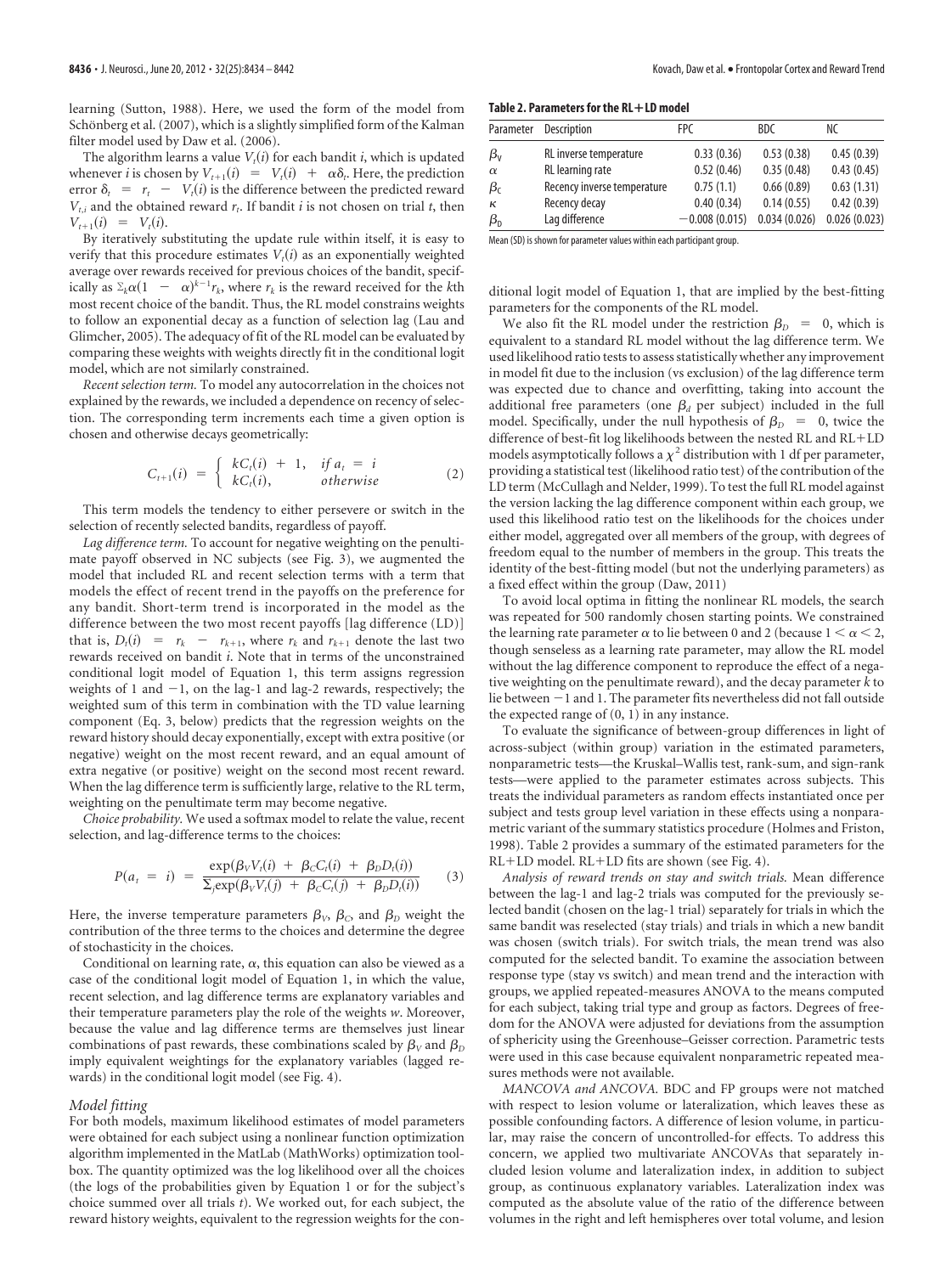learning (Sutton, 1988). Here, we used the form of the model from Schönberg et al. (2007), which is a slightly simplified form of the Kalman filter model used by Daw et al. (2006).

The algorithm learns a value $V_t(i)$ for each bandit $i$, which is updated whenever $i$ is chosen by $V_{t+1}(i) = V_t(i) + \alpha\delta_t$. Here, the prediction error $\delta_t = r_t - V_t(i)$ is the difference between the predicted reward $V_{t,i}$ and the obtained reward $r_t$. If bandit $i$ is not chosen on trial $t$, then $V_{t+1}(i) = V_t(i)$.

By iteratively substituting the update rule within itself, it is easy to verify that this procedure estimates $V_t(i)$ as an exponentially weighted average over rewards received for previous choices of the bandit, specifically as $\Sigma_k \alpha(1 - \alpha)^{k-1} r_k$, where $r_k$ is the reward received for the $k$th most recent choice of the bandit. Thus, the RL model constrains weights to follow an exponential decay as a function of selection lag (Lau and Glimcher, 2005). The adequacy of fit of the RL model can be evaluated by comparing these weights with weights directly fit in the conditional logit model, which are not similarly constrained.

*Recent selection term.* To model any autocorrelation in the choices not explained by the rewards, we included a dependence on recency of selection. The corresponding term increments each time a given option is chosen and otherwise decays geometrically:

$$C_{t+1}(i) = \begin{cases} kC_t(i) + 1, & if\ a_t = i \\ kC_t(i), & otherwise \end{cases} \tag{2}$$

This term models the tendency to either persevere or switch in the selection of recently selected bandits, regardless of payoff.

*Lag difference term.* To account for negative weighting on the penultimate payoff observed in NC subjects (see Fig. 3), we augmented the model that included RL and recent selection terms with a term that models the effect of recent trend in the payoffs on the preference for any bandit. Short-term trend is incorporated in the model as the difference between the two most recent payoffs [lag difference (LD)] that is, $D_t(i) = r_k - r_{k+1}$, where $r_k$ and $r_{k+1}$ denote the last two rewards received on bandit $i$. Note that in terms of the unconstrained conditional logit model of Equation 1, this term assigns regression weights of 1 and $-1$, on the lag-1 and lag-2 rewards, respectively; the weighted sum of this term in combination with the TD value learning component (Eq. 3, below) predicts that the regression weights on the reward history should decay exponentially, except with extra positive (or negative) weight on the most recent reward, and an equal amount of extra negative (or positive) weight on the second most recent reward. When the lag difference term is sufficiently large, relative to the RL term, weighting on the penultimate term may become negative.

*Choice probability.* We used a softmax model to relate the value, recent selection, and lag-difference terms to the choices:

$$P(a_t = i) = \frac{\exp(\beta_V V_t(i) + \beta_C C_t(i) + \beta_D D_t(i))}{\Sigma_j \exp(\beta_V V_t(j) + \beta_C C_t(j) + \beta_D D_t(i))} \tag{3}$$

Here, the inverse temperature parameters $\beta_V$, $\beta_C$, and $\beta_D$ weight the contribution of the three terms to the choices and determine the degree of stochasticity in the choices.

Conditional on learning rate, $\alpha$, this equation can also be viewed as a case of the conditional logit model of Equation 1, in which the value, recent selection, and lag difference terms are explanatory variables and their temperature parameters play the role of the weights $w$. Moreover, because the value and lag difference terms are themselves just linear combinations of past rewards, these combinations scaled by $\beta_V$ and $\beta_D$ imply equivalent weightings for the explanatory variables (lagged rewards) in the conditional logit model (see Fig. 4).

### Model fitting

For both models, maximum likelihood estimates of model parameters were obtained for each subject using a nonlinear function optimization algorithm implemented in the MatLab (MathWorks) optimization toolbox. The quantity optimized was the log likelihood over all the choices (the logs of the probabilities given by Equation 1 or for the subject's choice summed over all trials $t$). We worked out, for each subject, the reward history weights, equivalent to the regression weights for the conditional logit model of Equation 1, that are implied by the best-fitting parameters for the components of the RL model.

**Table 2. Parameters for the RL+LD model**

| Parameter | Description | FPC | BDC | NC |
|---|---|---|---|---|
| $\beta_V$ | RL inverse temperature | 0.33 (0.36) | 0.53 (0.38) | 0.45 (0.39) |
| $\alpha$ | RL learning rate | 0.52 (0.46) | 0.35 (0.48) | 0.43 (0.45) |
| $\beta_C$ | Recency inverse temperature | 0.75 (1.1) | 0.66 (0.89) | 0.63 (1.31) |
| $\kappa$ | Recency decay | 0.40 (0.34) | 0.14 (0.55) | 0.42 (0.39) |
| $\beta_D$ | Lag difference | −0.008 (0.015) | 0.034 (0.026) | 0.026 (0.023) |

Mean (SD) is shown for parameter values within each participant group.

We also fit the RL model under the restriction $\beta_D = 0$, which is equivalent to a standard RL model without the lag difference term. We used likelihood ratio tests to assess statistically whether any improvement in model fit due to the inclusion (vs exclusion) of the lag difference term was expected due to chance and overfitting, taking into account the additional free parameters (one $\beta_d$ per subject) included in the full model. Specifically, under the null hypothesis of $\beta_D = 0$, twice the difference of best-fit log likelihoods between the nested RL and RL+LD models asymptotically follows a $\chi^2$ distribution with 1 df per parameter, providing a statistical test (likelihood ratio test) of the contribution of the LD term (McCullagh and Nelder, 1999). To test the full RL model against the version lacking the lag difference component within each group, we used this likelihood ratio test on the likelihoods for the choices under either model, aggregated over all members of the group, with degrees of freedom equal to the number of members in the group. This treats the identity of the best-fitting model (but not the underlying parameters) as a fixed effect within the group (Daw, 2011)

To avoid local optima in fitting the nonlinear RL models, the search was repeated for 500 randomly chosen starting points. We constrained the learning rate parameter $\alpha$ to lie between 0 and 2 (because $1 < \alpha < 2$, though senseless as a learning rate parameter, may allow the RL model without the lag difference component to reproduce the effect of a negative weighting on the penultimate reward), and the decay parameter $k$ to lie between $-1$ and 1. The parameter fits nevertheless did not fall outside the expected range of (0, 1) in any instance.

To evaluate the significance of between-group differences in light of across-subject (within group) variation in the estimated parameters, nonparametric tests—the Kruskal–Wallis test, rank-sum, and sign-rank tests—were applied to the parameter estimates across subjects. This treats the individual parameters as random effects instantiated once per subject and tests group level variation in these effects using a nonparametric variant of the summary statistics procedure (Holmes and Friston, 1998). Table 2 provides a summary of the estimated parameters for the RL+LD model. RL+LD fits are shown (see Fig. 4).

*Analysis of reward trends on stay and switch trials.* Mean difference between the lag-1 and lag-2 trials was computed for the previously selected bandit (chosen on the lag-1 trial) separately for trials in which the same bandit was reselected (stay trials) and trials in which a new bandit was chosen (switch trials). For switch trials, the mean trend was also computed for the selected bandit. To examine the association between response type (stay vs switch) and mean trend and the interaction with groups, we applied repeated-measures ANOVA to the means computed for each subject, taking trial type and group as factors. Degrees of freedom for the ANOVA were adjusted for deviations from the assumption of sphericity using the Greenhouse–Geisser correction. Parametric tests were used in this case because equivalent nonparametric repeated measures methods were not available.

*MANCOVA and ANCOVA.* BDC and FP groups were not matched with respect to lesion volume or lateralization, which leaves these as possible confounding factors. A difference of lesion volume, in particular, may raise the concern of uncontrolled-for effects. To address this concern, we applied two multivariate ANCOVAs that separately included lesion volume and lateralization index, in addition to subject group, as continuous explanatory variables. Lateralization index was computed as the absolute value of the ratio of the difference between volumes in the right and left hemispheres over total volume, and lesion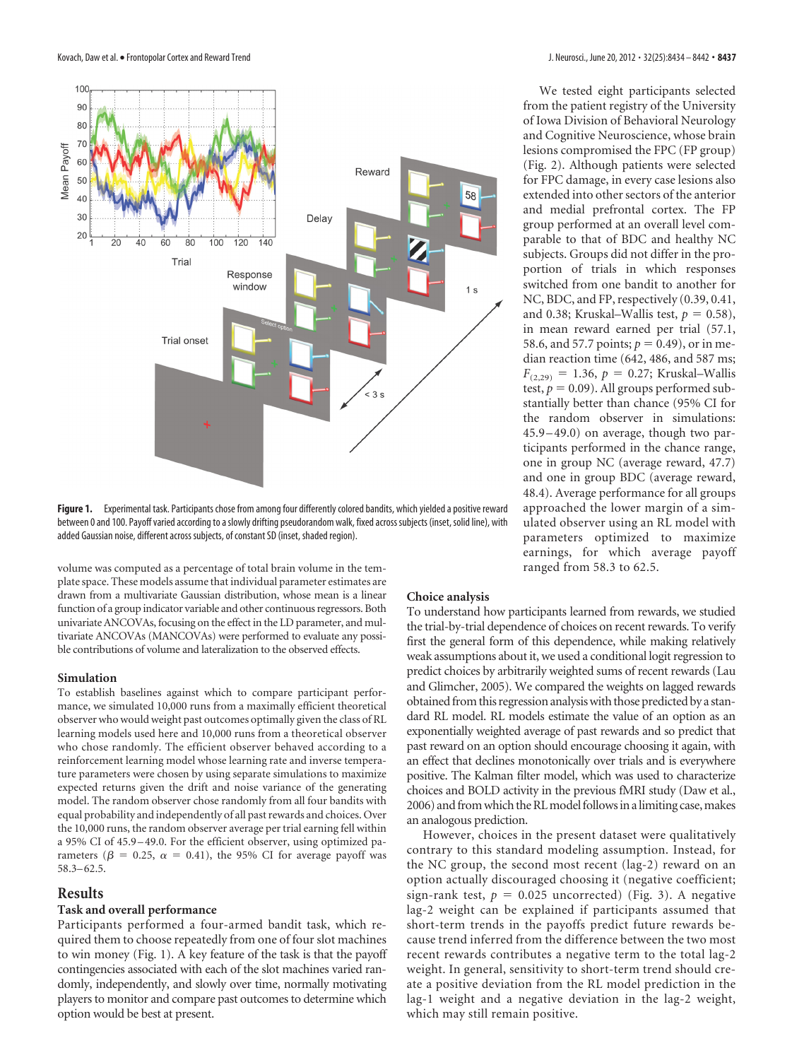**Figure 1.** Experimental task. Participants chose from among four differently colored bandits, which yielded a positive reward between 0 and 100. Payoff varied according to a slowly drifting pseudorandom walk, fixed across subjects (inset, solid line), with added Gaussian noise, different across subjects, of constant SD (inset, shaded region).

volume was computed as a percentage of total brain volume in the template space. These models assume that individual parameter estimates are drawn from a multivariate Gaussian distribution, whose mean is a linear function of a group indicator variable and other continuous regressors. Both univariate ANCOVAs, focusing on the effect in the LD parameter, and multivariate ANCOVAs (MANCOVAs) were performed to evaluate any possible contributions of volume and lateralization to the observed effects.

### Simulation

To establish baselines against which to compare participant performance, we simulated 10,000 runs from a maximally efficient theoretical observer who would weight past outcomes optimally given the class of RL learning models used here and 10,000 runs from a theoretical observer who chose randomly. The efficient observer behaved according to a reinforcement learning model whose learning rate and inverse temperature parameters were chosen by using separate simulations to maximize expected returns given the drift and noise variance of the generating model. The random observer chose randomly from all four bandits with equal probability and independently of all past rewards and choices. Over the 10,000 runs, the random observer average per trial earning fell within a 95% CI of 45.9–49.0. For the efficient observer, using optimized parameters ($\beta = 0.25$, $\alpha = 0.41$), the 95% CI for average payoff was 58.3–62.5.

## Results

### Task and overall performance

Participants performed a four-armed bandit task, which required them to choose repeatedly from one of four slot machines to win money (Fig. 1). A key feature of the task is that the payoff contingencies associated with each of the slot machines varied randomly, independently, and slowly over time, normally motivating players to monitor and compare past outcomes to determine which option would be best at present.

We tested eight participants selected from the patient registry of the University of Iowa Division of Behavioral Neurology and Cognitive Neuroscience, whose brain lesions compromised the FPC (FP group) (Fig. 2). Although patients were selected for FPC damage, in every case lesions also extended into other sectors of the anterior and medial prefrontal cortex. The FP group performed at an overall level comparable to that of BDC and healthy NC subjects. Groups did not differ in the proportion of trials in which responses switched from one bandit to another for NC, BDC, and FP, respectively (0.39, 0.41, and 0.38; Kruskal–Wallis test, $p = 0.58$), in mean reward earned per trial (57.1, 58.6, and 57.7 points; $p = 0.49$), or in median reaction time (642, 486, and 587 ms; $F_{(2,29)} = 1.36$, $p = 0.27$; Kruskal–Wallis test, $p = 0.09$). All groups performed substantially better than chance (95% CI for the random observer in simulations: 45.9–49.0) on average, though two participants performed in the chance range, one in group NC (average reward, 47.7) and one in group BDC (average reward, 48.4). Average performance for all groups approached the lower margin of a simulated observer using an RL model with parameters optimized to maximize earnings, for which average payoff ranged from 58.3 to 62.5.

### Choice analysis

To understand how participants learned from rewards, we studied the trial-by-trial dependence of choices on recent rewards. To verify first the general form of this dependence, while making relatively weak assumptions about it, we used a conditional logit regression to predict choices by arbitrarily weighted sums of recent rewards (Lau and Glimcher, 2005). We compared the weights on lagged rewards obtained from this regression analysis with those predicted by a standard RL model. RL models estimate the value of an option as an exponentially weighted average of past rewards and so predict that past reward on an option should encourage choosing it again, with an effect that declines monotonically over trials and is everywhere positive. The Kalman filter model, which was used to characterize choices and BOLD activity in the previous fMRI study (Daw et al., 2006) and from which the RL model follows in a limiting case, makes an analogous prediction.

However, choices in the present dataset were qualitatively contrary to this standard modeling assumption. Instead, for the NC group, the second most recent (lag-2) reward on an option actually discouraged choosing it (negative coefficient; sign-rank test, $p = 0.025$ uncorrected) (Fig. 3). A negative lag-2 weight can be explained if participants assumed that short-term trends in the payoffs predict future rewards because trend inferred from the difference between the two most recent rewards contributes a negative term to the total lag-2 weight. In general, sensitivity to short-term trend should create a positive deviation from the RL model prediction in the lag-1 weight and a negative deviation in the lag-2 weight, which may still remain positive.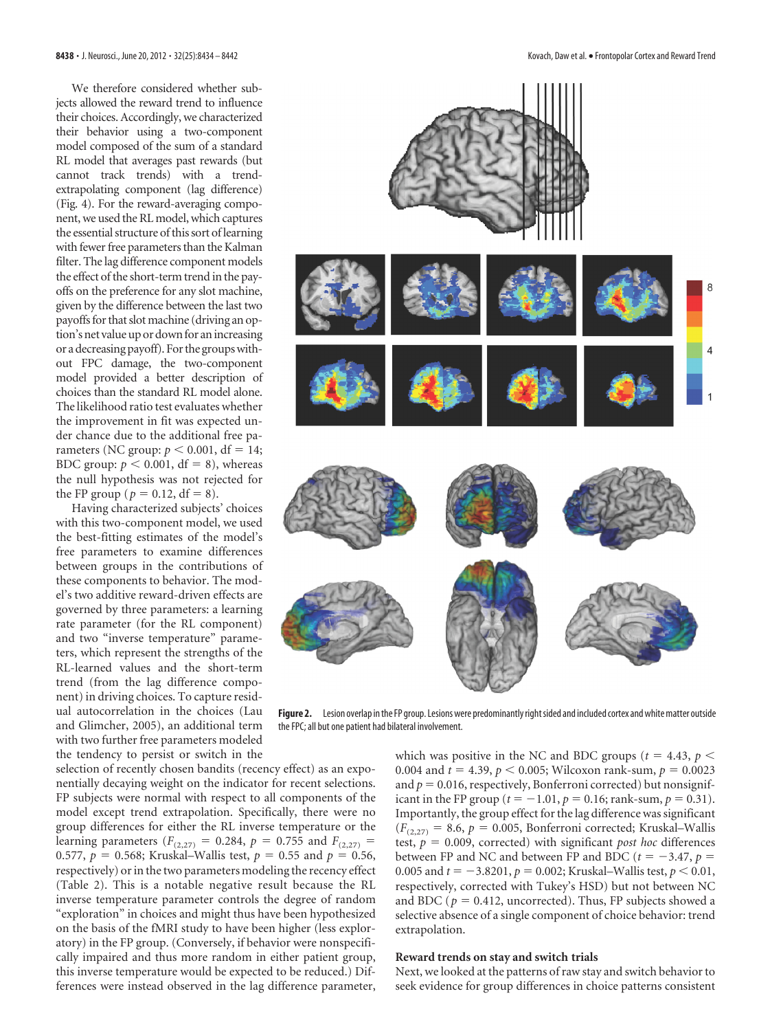We therefore considered whether subjects allowed the reward trend to influence their choices. Accordingly, we characterized their behavior using a two-component model composed of the sum of a standard RL model that averages past rewards (but cannot track trends) with a trend-extrapolating component (lag difference) (Fig. 4). For the reward-averaging component, we used the RL model, which captures the essential structure of this sort of learning with fewer free parameters than the Kalman filter. The lag difference component models the effect of the short-term trend in the payoffs on the preference for any slot machine, given by the difference between the last two payoffs for that slot machine (driving an option's net value up or down for an increasing or a decreasing payoff). For the groups without FPC damage, the two-component model provided a better description of choices than the standard RL model alone. The likelihood ratio test evaluates whether the improvement in fit was expected under chance due to the additional free parameters (NC group: $p < 0.001$, df = 14; BDC group: $p < 0.001$, df = 8), whereas the null hypothesis was not rejected for the FP group ($p = 0.12$, df = 8).

Having characterized subjects' choices with this two-component model, we used the best-fitting estimates of the model's free parameters to examine differences between groups in the contributions of these components to behavior. The model's two additive reward-driven effects are governed by three parameters: a learning rate parameter (for the RL component) and two "inverse temperature" parameters, which represent the strengths of the RL-learned values and the short-term trend (from the lag difference component) in driving choices. To capture residual autocorrelation in the choices (Lau and Glimcher, 2005), an additional term with two further free parameters modeled the tendency to persist or switch in the selection of recently chosen bandits (recency effect) as an exponentially decaying weight on the indicator for recent selections. FP subjects were normal with respect to all components of the model except trend extrapolation. Specifically, there were no group differences for either the RL inverse temperature or the learning rate parameters ($F_{(2,27)} = 0.284$, $p = 0.755$ and $F_{(2,27)} = 0.577$, $p = 0.568$; Kruskal–Wallis test, $p = 0.55$ and $p = 0.56$, respectively) or in the two parameters modeling the recency effect (Table 2). This is a notable negative result because the RL inverse temperature parameter controls the degree of random "exploration" in choices and might thus have been hypothesized on the basis of the fMRI study to have been higher (less exploratory) in the FP group. (Conversely, if behavior were nonspecifically impaired and thus more random in either patient group, this inverse temperature would be expected to be reduced.) Differences were instead observed in the lag difference parameter, which was positive in the NC and BDC groups ($t = 4.43$, $p < 0.004$ and $t = 4.39$, $p < 0.005$; Wilcoxon rank-sum, $p = 0.0023$ and $p = 0.016$, respectively, Bonferroni corrected) but nonsignificant in the FP group ($t = -1.01$, $p = 0.16$; rank-sum, $p = 0.31$). Importantly, the group effect for the lag difference was significant ($F_{(2,27)} = 8.6$, $p = 0.005$, Bonferroni corrected; Kruskal–Wallis test, $p = 0.009$, corrected) with significant *post hoc* differences between FP and NC and between FP and BDC ($t = -3.47$, $p = 0.005$ and $t = -3.8201$, $p = 0.002$; Kruskal–Wallis test, $p < 0.01$, respectively, corrected with Tukey's HSD) but not between NC and BDC ($p = 0.412$, uncorrected). Thus, FP subjects showed a selective absence of a single component of choice behavior: trend extrapolation.

**Figure 2.** Lesion overlap in the FP group. Lesions were predominantly right sided and included cortex and white matter outside the FPC; all but one patient had bilateral involvement.

### Reward trends on stay and switch trials

Next, we looked at the patterns of raw stay and switch behavior to seek evidence for group differences in choice patterns consistent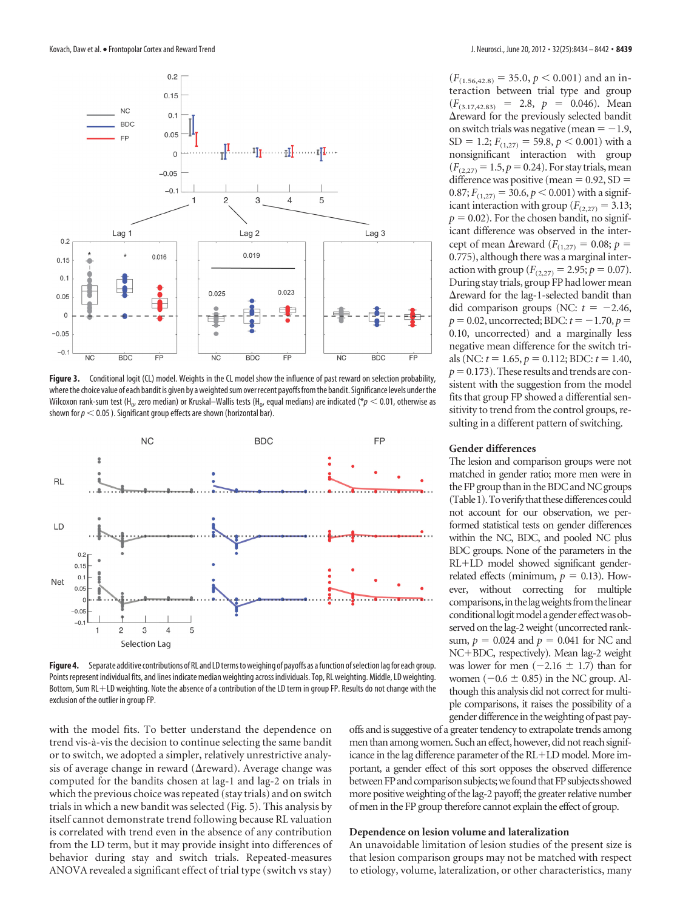Figure 3. Conditional logit (CL) model. Weights in the CL model show the influence of past reward on selection probability, where the choice value of each bandit is given by a weighted sum over recent payoffs from the bandit. Significance levels under the Wilcoxon rank-sum test ($H_0$, zero median) or Kruskal–Wallis tests ($H_0$, equal medians) are indicated (*$p < 0.01$, otherwise as shown for $p < 0.05$). Significant group effects are shown (horizontal bar).

Figure 4. Separate additive contributions of RL and LD terms to weighing of payoffs as a function of selection lag for each group. Points represent individual fits, and lines indicate median weighting across individuals. Top, RL weighting. Middle, LD weighting. Bottom, Sum RL+LD weighting. Note the absence of a contribution of the LD term in group FP. Results do not change with the exclusion of the outlier in group FP.

with the model fits. To better understand the dependence on trend vis-à-vis the decision to continue selecting the same bandit or to switch, we adopted a simpler, relatively unrestrictive analysis of average change in reward (Δreward). Average change was computed for the bandits chosen at lag-1 and lag-2 on trials in which the previous choice was repeated (stay trials) and on switch trials in which a new bandit was selected (Fig. 5). This analysis by itself cannot demonstrate trend following because RL valuation is correlated with trend even in the absence of any contribution from the LD term, but it may provide insight into differences of behavior during stay and switch trials. Repeated-measures ANOVA revealed a significant effect of trial type (switch vs stay) ($F_{(1.56,42.8)} = 35.0$, $p < 0.001$) and an interaction between trial type and group ($F_{(3.17,42.83)} = 2.8$, $p = 0.046$). Mean Δreward for the previously selected bandit on switch trials was negative (mean $= -1.9$, SD $= 1.2$; $F_{(1,27)} = 59.8$, $p < 0.001$) with a nonsignificant interaction with group ($F_{(2,27)} = 1.5$, $p = 0.24$). For stay trials, mean difference was positive (mean $= 0.92$, SD $= 0.87$; $F_{(1,27)} = 30.6$, $p < 0.001$) with a significant interaction with group ($F_{(2,27)} = 3.13$; $p = 0.02$). For the chosen bandit, no significant difference was observed in the intercept of mean Δreward ($F_{(1,27)} = 0.08$; $p = 0.775$), although there was a marginal interaction with group ($F_{(2,27)} = 2.95$; $p = 0.07$). During stay trials, group FP had lower mean Δreward for the lag-1-selected bandit than did comparison groups (NC: $t = -2.46$, $p = 0.02$, uncorrected; BDC: $t = -1.70$, $p = 0.10$, uncorrected) and a marginally less negative mean difference for the switch trials (NC: $t = 1.65$, $p = 0.112$; BDC: $t = 1.40$, $p = 0.173$). These results and trends are consistent with the suggestion from the model fits that group FP showed a differential sensitivity to trend from the control groups, resulting in a different pattern of switching.

## Gender differences

The lesion and comparison groups were not matched in gender ratio; more men were in the FP group than in the BDC and NC groups (Table 1). To verify that these differences could not account for our observation, we performed statistical tests on gender differences within the NC, BDC, and pooled NC plus BDC groups. None of the parameters in the RL+LD model showed significant gender-related effects (minimum, $p = 0.13$). However, without correcting for multiple comparisons, in the lag weights from the linear conditional logit model a gender effect was observed on the lag-2 weight (uncorrected rank-sum, $p = 0.024$ and $p = 0.041$ for NC and NC+BDC, respectively). Mean lag-2 weight was lower for men ($-2.16 \pm 1.7$) than for women ($-0.6 \pm 0.85$) in the NC group. Although this analysis did not correct for multiple comparisons, it raises the possibility of a gender difference in the weighting of past payoffs and is suggestive of a greater tendency to extrapolate trends among men than among women. Such an effect, however, did not reach significance in the lag difference parameter of the RL+LD model. More important, a gender effect of this sort opposes the observed difference between FP and comparison subjects; we found that FP subjects showed more positive weighting of the lag-2 payoff; the greater relative number of men in the FP group therefore cannot explain the effect of group.

## Dependence on lesion volume and lateralization

An unavoidable limitation of lesion studies of the present size is that lesion comparison groups may not be matched with respect to etiology, volume, lateralization, or other characteristics, many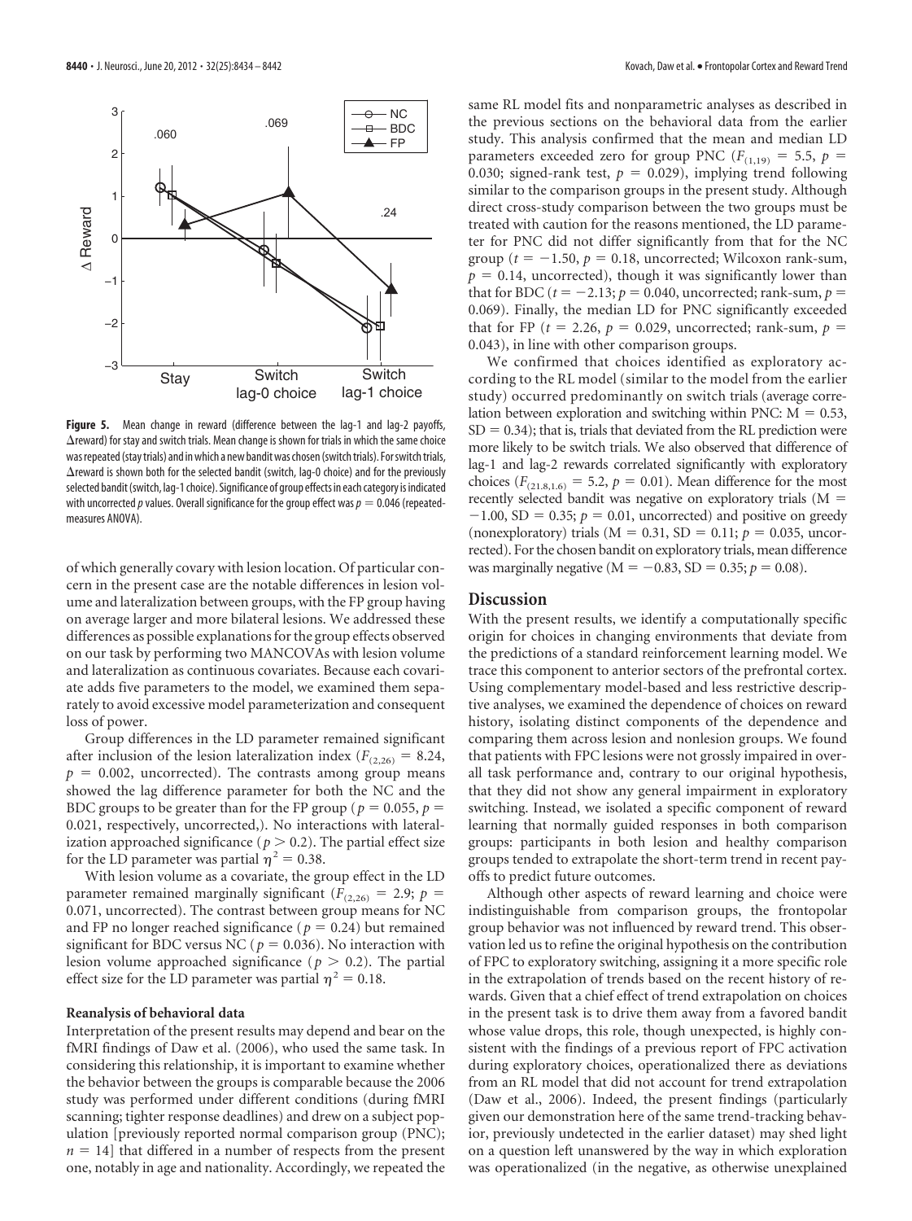**Figure 5.** Mean change in reward (difference between the lag-1 and lag-2 payoffs, Δreward) for stay and switch trials. Mean change is shown for trials in which the same choice was repeated (stay trials) and in which a new bandit was chosen (switch trials). For switch trials, Δreward is shown both for the selected bandit (switch, lag-0 choice) and for the previously selected bandit (switch, lag-1 choice). Significance of group effects in each category is indicated with uncorrected $p$ values. Overall significance for the group effect was $p = 0.046$ (repeated-measures ANOVA).

of which generally covary with lesion location. Of particular concern in the present case are the notable differences in lesion volume and lateralization between groups, with the FP group having on average larger and more bilateral lesions. We addressed these differences as possible explanations for the group effects observed on our task by performing two MANCOVAs with lesion volume and lateralization as continuous covariates. Because each covariate adds five parameters to the model, we examined them separately to avoid excessive model parameterization and consequent loss of power.

Group differences in the LD parameter remained significant after inclusion of the lesion lateralization index ($F_{(2,26)} = 8.24$, $p = 0.002$, uncorrected). The contrasts among group means showed the lag difference parameter for both the NC and the BDC groups to be greater than for the FP group ($p = 0.055$, $p = 0.021$, respectively, uncorrected,). No interactions with lateralization approached significance ($p > 0.2$). The partial effect size for the LD parameter was partial $\eta^2 = 0.38$.

With lesion volume as a covariate, the group effect in the LD parameter remained marginally significant ($F_{(2,26)} = 2.9$; $p = 0.071$, uncorrected). The contrast between group means for NC and FP no longer reached significance ($p = 0.24$) but remained significant for BDC versus NC ($p = 0.036$). No interaction with lesion volume approached significance ($p > 0.2$). The partial effect size for the LD parameter was partial $\eta^2 = 0.18$.

### Reanalysis of behavioral data

Interpretation of the present results may depend and bear on the fMRI findings of Daw et al. (2006), who used the same task. In considering this relationship, it is important to examine whether the behavior between the groups is comparable because the 2006 study was performed under different conditions (during fMRI scanning; tighter response deadlines) and drew on a subject population [previously reported normal comparison group (PNC); $n = 14$] that differed in a number of respects from the present one, notably in age and nationality. Accordingly, we repeated the same RL model fits and nonparametric analyses as described in the previous sections on the behavioral data from the earlier study. This analysis confirmed that the mean and median LD parameters exceeded zero for group PNC ($F_{(1,19)} = 5.5$, $p = 0.030$; signed-rank test, $p = 0.029$), implying trend following similar to the comparison groups in the present study. Although direct cross-study comparison between the two groups must be treated with caution for the reasons mentioned, the LD parameter for PNC did not differ significantly from that for the NC group ($t = -1.50$, $p = 0.18$, uncorrected; Wilcoxon rank-sum, $p = 0.14$, uncorrected), though it was significantly lower than that for BDC ($t = -2.13$; $p = 0.040$, uncorrected; rank-sum, $p = 0.069$). Finally, the median LD for PNC significantly exceeded that for FP ($t = 2.26$, $p = 0.029$, uncorrected; rank-sum, $p = 0.043$), in line with other comparison groups.

We confirmed that choices identified as exploratory according to the RL model (similar to the model from the earlier study) occurred predominantly on switch trials (average correlation between exploration and switching within PNC: $M = 0.53$, $SD = 0.34$); that is, trials that deviated from the RL prediction were more likely to be switch trials. We also observed that difference of lag-1 and lag-2 rewards correlated significantly with exploratory choices ($F_{(21.8,1.6)} = 5.2$, $p = 0.01$). Mean difference for the most recently selected bandit was negative on exploratory trials ($M = -1.00$, $SD = 0.35$; $p = 0.01$, uncorrected) and positive on greedy (nonexploratory) trials ($M = 0.31$, $SD = 0.11$; $p = 0.035$, uncorrected). For the chosen bandit on exploratory trials, mean difference was marginally negative ($M = -0.83$, $SD = 0.35$; $p = 0.08$).

## Discussion

With the present results, we identify a computationally specific origin for choices in changing environments that deviate from the predictions of a standard reinforcement learning model. We trace this component to anterior sectors of the prefrontal cortex. Using complementary model-based and less restrictive descriptive analyses, we examined the dependence of choices on reward history, isolating distinct components of the dependence and comparing them across lesion and nonlesion groups. We found that patients with FPC lesions were not grossly impaired in overall task performance and, contrary to our original hypothesis, that they did not show any general impairment in exploratory switching. Instead, we isolated a specific component of reward learning that normally guided responses in both comparison groups: participants in both lesion and healthy comparison groups tended to extrapolate the short-term trend in recent payoffs to predict future outcomes.

Although other aspects of reward learning and choice were indistinguishable from comparison groups, the frontopolar group behavior was not influenced by reward trend. This observation led us to refine the original hypothesis on the contribution of FPC to exploratory switching, assigning it a more specific role in the extrapolation of trends based on the recent history of rewards. Given that a chief effect of trend extrapolation on choices in the present task is to drive them away from a favored bandit whose value drops, this role, though unexpected, is highly consistent with the findings of a previous report of FPC activation during exploratory choices, operationalized there as deviations from an RL model that did not account for trend extrapolation (Daw et al., 2006). Indeed, the present findings (particularly given our demonstration here of the same trend-tracking behavior, previously undetected in the earlier dataset) may shed light on a question left unanswered by the way in which exploration was operationalized (in the negative, as otherwise unexplained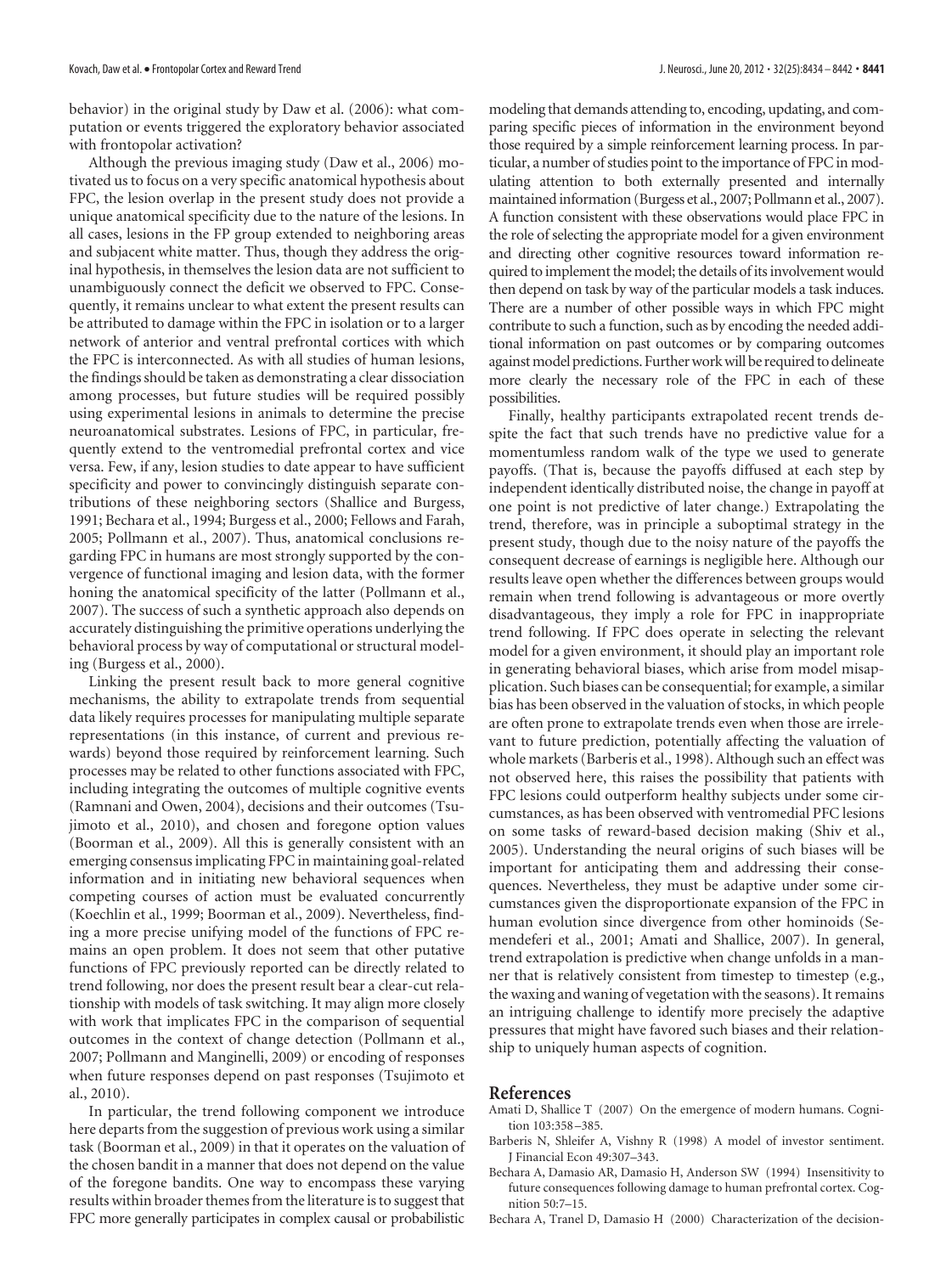behavior) in the original study by Daw et al. (2006): what computation or events triggered the exploratory behavior associated with frontopolar activation?

Although the previous imaging study (Daw et al., 2006) motivated us to focus on a very specific anatomical hypothesis about FPC, the lesion overlap in the present study does not provide a unique anatomical specificity due to the nature of the lesions. In all cases, lesions in the FP group extended to neighboring areas and subjacent white matter. Thus, though they address the original hypothesis, in themselves the lesion data are not sufficient to unambiguously connect the deficit we observed to FPC. Consequently, it remains unclear to what extent the present results can be attributed to damage within the FPC in isolation or to a larger network of anterior and ventral prefrontal cortices with which the FPC is interconnected. As with all studies of human lesions, the findings should be taken as demonstrating a clear dissociation among processes, but future studies will be required possibly using experimental lesions in animals to determine the precise neuroanatomical substrates. Lesions of FPC, in particular, frequently extend to the ventromedial prefrontal cortex and vice versa. Few, if any, lesion studies to date appear to have sufficient specificity and power to convincingly distinguish separate contributions of these neighboring sectors (Shallice and Burgess, 1991; Bechara et al., 1994; Burgess et al., 2000; Fellows and Farah, 2005; Pollmann et al., 2007). Thus, anatomical conclusions regarding FPC in humans are most strongly supported by the convergence of functional imaging and lesion data, with the former honing the anatomical specificity of the latter (Pollmann et al., 2007). The success of such a synthetic approach also depends on accurately distinguishing the primitive operations underlying the behavioral process by way of computational or structural modeling (Burgess et al., 2000).

Linking the present result back to more general cognitive mechanisms, the ability to extrapolate trends from sequential data likely requires processes for manipulating multiple separate representations (in this instance, of current and previous rewards) beyond those required by reinforcement learning. Such processes may be related to other functions associated with FPC, including integrating the outcomes of multiple cognitive events (Ramnani and Owen, 2004), decisions and their outcomes (Tsujimoto et al., 2010), and chosen and foregone option values (Boorman et al., 2009). All this is generally consistent with an emerging consensus implicating FPC in maintaining goal-related information and in initiating new behavioral sequences when competing courses of action must be evaluated concurrently (Koechlin et al., 1999; Boorman et al., 2009). Nevertheless, finding a more precise unifying model of the functions of FPC remains an open problem. It does not seem that other putative functions of FPC previously reported can be directly related to trend following, nor does the present result bear a clear-cut relationship with models of task switching. It may align more closely with work that implicates FPC in the comparison of sequential outcomes in the context of change detection (Pollmann et al., 2007; Pollmann and Manginelli, 2009) or encoding of responses when future responses depend on past responses (Tsujimoto et al., 2010).

In particular, the trend following component we introduce here departs from the suggestion of previous work using a similar task (Boorman et al., 2009) in that it operates on the valuation of the chosen bandit in a manner that does not depend on the value of the foregone bandits. One way to encompass these varying results within broader themes from the literature is to suggest that FPC more generally participates in complex causal or probabilistic modeling that demands attending to, encoding, updating, and comparing specific pieces of information in the environment beyond those required by a simple reinforcement learning process. In particular, a number of studies point to the importance of FPC in modulating attention to both externally presented and internally maintained information (Burgess et al., 2007; Pollmann et al., 2007). A function consistent with these observations would place FPC in the role of selecting the appropriate model for a given environment and directing other cognitive resources toward information required to implement the model; the details of its involvement would then depend on task by way of the particular models a task induces. There are a number of other possible ways in which FPC might contribute to such a function, such as by encoding the needed additional information on past outcomes or by comparing outcomes against model predictions. Further work will be required to delineate more clearly the necessary role of the FPC in each of these possibilities.

Finally, healthy participants extrapolated recent trends despite the fact that such trends have no predictive value for a momentumless random walk of the type we used to generate payoffs. (That is, because the payoffs diffused at each step by independent identically distributed noise, the change in payoff at one point is not predictive of later change.) Extrapolating the trend, therefore, was in principle a suboptimal strategy in the present study, though due to the noisy nature of the payoffs the consequent decrease of earnings is negligible here. Although our results leave open whether the differences between groups would remain when trend following is advantageous or more overtly disadvantageous, they imply a role for FPC in inappropriate trend following. If FPC does operate in selecting the relevant model for a given environment, it should play an important role in generating behavioral biases, which arise from model misapplication. Such biases can be consequential; for example, a similar bias has been observed in the valuation of stocks, in which people are often prone to extrapolate trends even when those are irrelevant to future prediction, potentially affecting the valuation of whole markets (Barberis et al., 1998). Although such an effect was not observed here, this raises the possibility that patients with FPC lesions could outperform healthy subjects under some circumstances, as has been observed with ventromedial PFC lesions on some tasks of reward-based decision making (Shiv et al., 2005). Understanding the neural origins of such biases will be important for anticipating them and addressing their consequences. Nevertheless, they must be adaptive under some circumstances given the disproportionate expansion of the FPC in human evolution since divergence from other hominoids (Semendeferi et al., 2001; Amati and Shallice, 2007). In general, trend extrapolation is predictive when change unfolds in a manner that is relatively consistent from timestep to timestep (e.g., the waxing and waning of vegetation with the seasons). It remains an intriguing challenge to identify more precisely the adaptive pressures that might have favored such biases and their relationship to uniquely human aspects of cognition.

## References

Amati D, Shallice T (2007) On the emergence of modern humans. Cognition 103:358–385.

Barberis N, Shleifer A, Vishny R (1998) A model of investor sentiment. J Financial Econ 49:307–343.

Bechara A, Damasio AR, Damasio H, Anderson SW (1994) Insensitivity to future consequences following damage to human prefrontal cortex. Cognition 50:7–15.

Bechara A, Tranel D, Damasio H (2000) Characterization of the decision-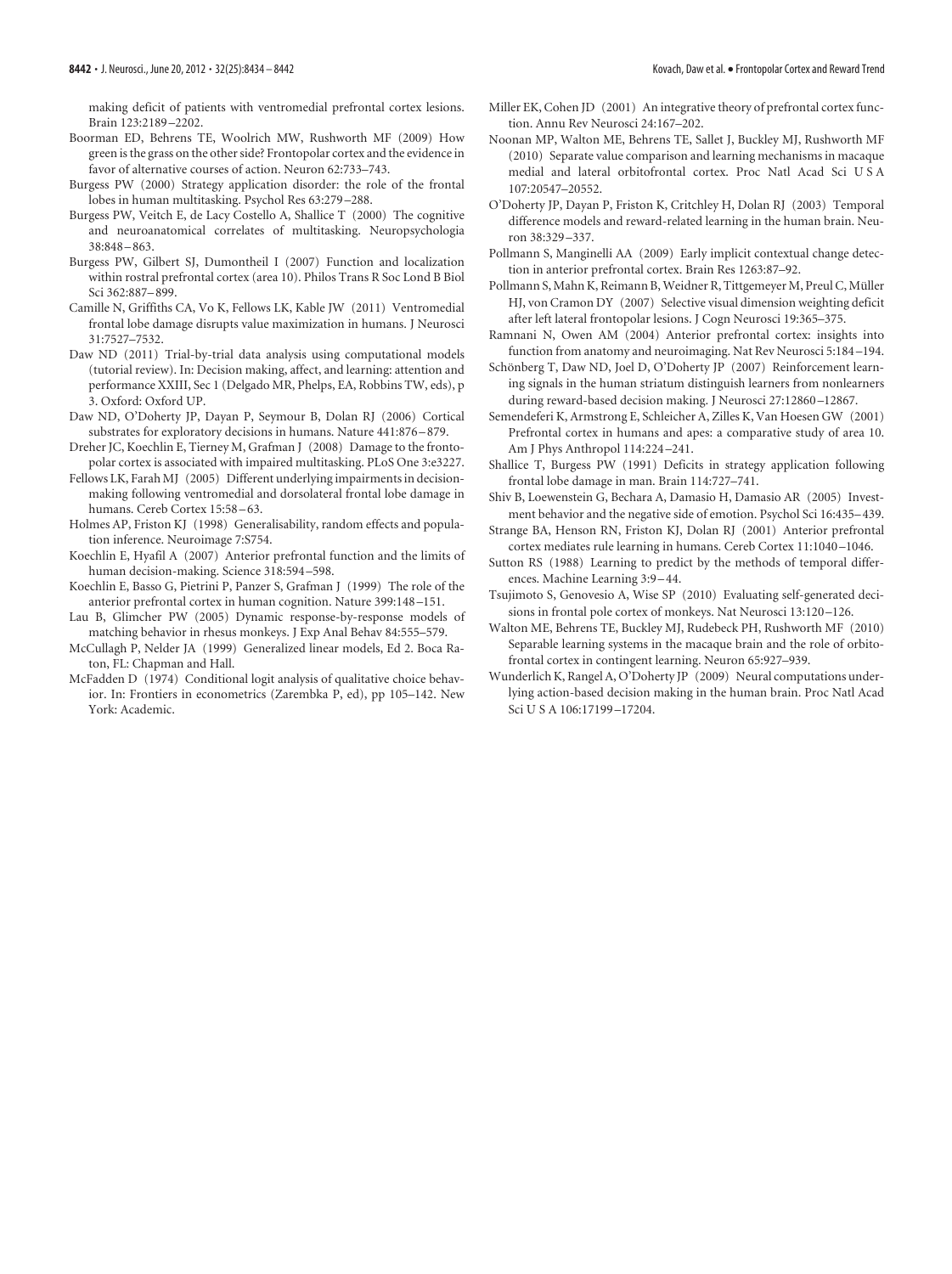making deficit of patients with ventromedial prefrontal cortex lesions. Brain 123:2189–2202.

Boorman ED, Behrens TE, Woolrich MW, Rushworth MF (2009) How green is the grass on the other side? Frontopolar cortex and the evidence in favor of alternative courses of action. Neuron 62:733–743.

Burgess PW (2000) Strategy application disorder: the role of the frontal lobes in human multitasking. Psychol Res 63:279–288.

Burgess PW, Veitch E, de Lacy Costello A, Shallice T (2000) The cognitive and neuroanatomical correlates of multitasking. Neuropsychologia 38:848–863.

Burgess PW, Gilbert SJ, Dumontheil I (2007) Function and localization within rostral prefrontal cortex (area 10). Philos Trans R Soc Lond B Biol Sci 362:887–899.

Camille N, Griffiths CA, Vo K, Fellows LK, Kable JW (2011) Ventromedial frontal lobe damage disrupts value maximization in humans. J Neurosci 31:7527–7532.

Daw ND (2011) Trial-by-trial data analysis using computational models (tutorial review). In: Decision making, affect, and learning: attention and performance XXIII, Sec 1 (Delgado MR, Phelps, EA, Robbins TW, eds), p 3. Oxford: Oxford UP.

Daw ND, O'Doherty JP, Dayan P, Seymour B, Dolan RJ (2006) Cortical substrates for exploratory decisions in humans. Nature 441:876–879.

Dreher JC, Koechlin E, Tierney M, Grafman J (2008) Damage to the frontopolar cortex is associated with impaired multitasking. PLoS One 3:e3227.

Fellows LK, Farah MJ (2005) Different underlying impairments in decision-making following ventromedial and dorsolateral frontal lobe damage in humans. Cereb Cortex 15:58–63.

Holmes AP, Friston KJ (1998) Generalisability, random effects and population inference. Neuroimage 7:S754.

Koechlin E, Hyafil A (2007) Anterior prefrontal function and the limits of human decision-making. Science 318:594–598.

Koechlin E, Basso G, Pietrini P, Panzer S, Grafman J (1999) The role of the anterior prefrontal cortex in human cognition. Nature 399:148–151.

Lau B, Glimcher PW (2005) Dynamic response-by-response models of matching behavior in rhesus monkeys. J Exp Anal Behav 84:555–579.

McCullagh P, Nelder JA (1999) Generalized linear models, Ed 2. Boca Raton, FL: Chapman and Hall.

McFadden D (1974) Conditional logit analysis of qualitative choice behavior. In: Frontiers in econometrics (Zarembka P, ed), pp 105–142. New York: Academic.

Miller EK, Cohen JD (2001) An integrative theory of prefrontal cortex function. Annu Rev Neurosci 24:167–202.

Noonan MP, Walton ME, Behrens TE, Sallet J, Buckley MJ, Rushworth MF (2010) Separate value comparison and learning mechanisms in macaque medial and lateral orbitofrontal cortex. Proc Natl Acad Sci U S A 107:20547–20552.

O'Doherty JP, Dayan P, Friston K, Critchley H, Dolan RJ (2003) Temporal difference models and reward-related learning in the human brain. Neuron 38:329–337.

Pollmann S, Manginelli AA (2009) Early implicit contextual change detection in anterior prefrontal cortex. Brain Res 1263:87–92.

Pollmann S, Mahn K, Reimann B, Weidner R, Tittgemeyer M, Preul C, Müller HJ, von Cramon DY (2007) Selective visual dimension weighting deficit after left lateral frontopolar lesions. J Cogn Neurosci 19:365–375.

Ramnani N, Owen AM (2004) Anterior prefrontal cortex: insights into function from anatomy and neuroimaging. Nat Rev Neurosci 5:184–194.

Schönberg T, Daw ND, Joel D, O'Doherty JP (2007) Reinforcement learning signals in the human striatum distinguish learners from nonlearners during reward-based decision making. J Neurosci 27:12860–12867.

Semendeferi K, Armstrong E, Schleicher A, Zilles K, Van Hoesen GW (2001) Prefrontal cortex in humans and apes: a comparative study of area 10. Am J Phys Anthropol 114:224–241.

Shallice T, Burgess PW (1991) Deficits in strategy application following frontal lobe damage in man. Brain 114:727–741.

Shiv B, Loewenstein G, Bechara A, Damasio H, Damasio AR (2005) Investment behavior and the negative side of emotion. Psychol Sci 16:435–439.

Strange BA, Henson RN, Friston KJ, Dolan RJ (2001) Anterior prefrontal cortex mediates rule learning in humans. Cereb Cortex 11:1040–1046.

Sutton RS (1988) Learning to predict by the methods of temporal differences. Machine Learning 3:9–44.

Tsujimoto S, Genovesio A, Wise SP (2010) Evaluating self-generated decisions in frontal pole cortex of monkeys. Nat Neurosci 13:120–126.

Walton ME, Behrens TE, Buckley MJ, Rudebeck PH, Rushworth MF (2010) Separable learning systems in the macaque brain and the role of orbitofrontal cortex in contingent learning. Neuron 65:927–939.

Wunderlich K, Rangel A, O'Doherty JP (2009) Neural computations underlying action-based decision making in the human brain. Proc Natl Acad Sci U S A 106:17199–17204.